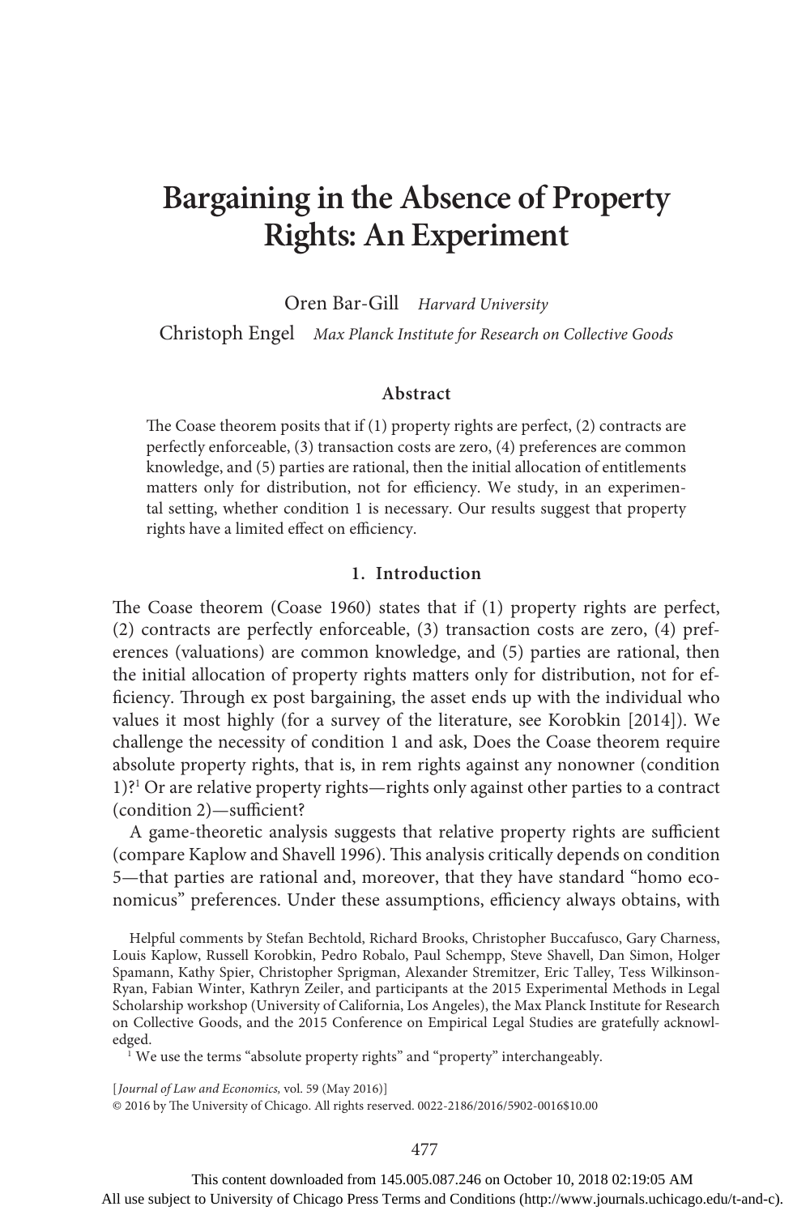# Bargaining in the Absence of Property Rights: An Experiment

Oren Bar-Gill *Harvard University*

Christoph Engel *Max Planck Institute for Research on Collective Goods*

### Abstract

The Coase theorem posits that if (1) property rights are perfect, (2) contracts are perfectly enforceable, (3) transaction costs are zero, (4) preferences are common knowledge, and (5) parties are rational, then the initial allocation of entitlements matters only for distribution, not for efficiency. We study, in an experimental setting, whether condition 1 is necessary. Our results suggest that property rights have a limited effect on efficiency.

## 1. Introduction

The Coase theorem (Coase 1960) states that if (1) property rights are perfect, (2) contracts are perfectly enforceable, (3) transaction costs are zero, (4) preferences (valuations) are common knowledge, and (5) parties are rational, then the initial allocation of property rights matters only for distribution, not for efficiency. Through ex post bargaining, the asset ends up with the individual who values it most highly (for a survey of the literature, see Korobkin [2014]). We challenge the necessity of condition 1 and ask, Does the Coase theorem require absolute property rights, that is, in rem rights against any nonowner (condition 1)?[1] Or are relative property rights—rights only against other parties to a contract (condition 2)—sufficient?

A game-theoretic analysis suggests that relative property rights are sufficient (compare Kaplow and Shavell 1996). This analysis critically depends on condition 5—that parties are rational and, moreover, that they have standard "homo economicus" preferences. Under these assumptions, efficiency always obtains, with

Helpful comments by Stefan Bechtold, Richard Brooks, Christopher Buccafusco, Gary Charness, Louis Kaplow, Russell Korobkin, Pedro Robalo, Paul Schempp, Steve Shavell, Dan Simon, Holger Spamann, Kathy Spier, Christopher Sprigman, Alexander Stremitzer, Eric Talley, Tess Wilkinson-Ryan, Fabian Winter, Kathryn Zeiler, and participants at the 2015 Experimental Methods in Legal Scholarship workshop (University of California, Los Angeles), the Max Planck Institute for Research on Collective Goods, and the 2015 Conference on Empirical Legal Studies are gratefully acknowledged.

[1] We use the terms "absolute property rights" and "property" interchangeably.

[*Journal of Law and Economics*, vol. 59 (May 2016)]
© 2016 by The University of Chicago. All rights reserved. 0022-2186/2016/5902-0016$10.00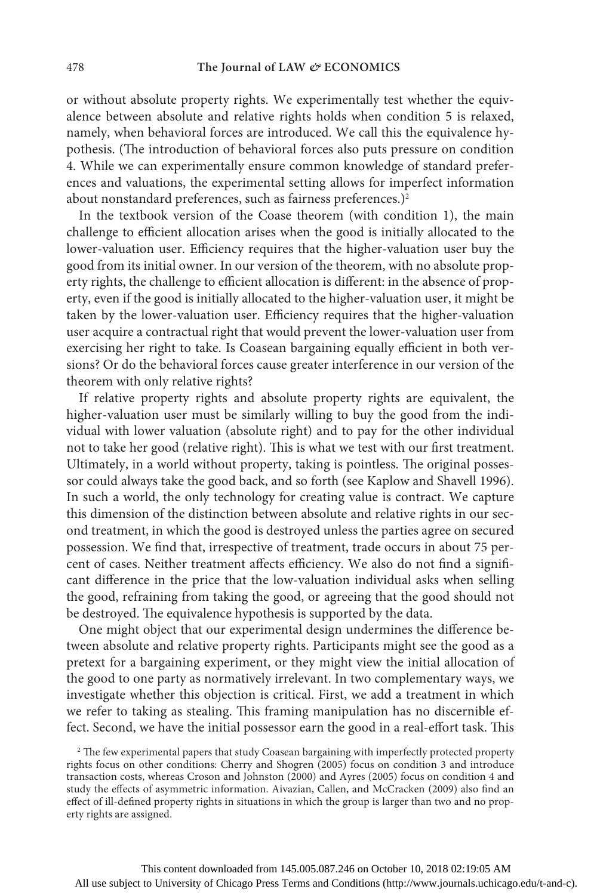or without absolute property rights. We experimentally test whether the equivalence between absolute and relative rights holds when condition 5 is relaxed, namely, when behavioral forces are introduced. We call this the equivalence hypothesis. (The introduction of behavioral forces also puts pressure on condition 4. While we can experimentally ensure common knowledge of standard preferences and valuations, the experimental setting allows for imperfect information about nonstandard preferences, such as fairness preferences.)[2]

In the textbook version of the Coase theorem (with condition 1), the main challenge to efficient allocation arises when the good is initially allocated to the lower-valuation user. Efficiency requires that the higher-valuation user buy the good from its initial owner. In our version of the theorem, with no absolute property rights, the challenge to efficient allocation is different: in the absence of property, even if the good is initially allocated to the higher-valuation user, it might be taken by the lower-valuation user. Efficiency requires that the higher-valuation user acquire a contractual right that would prevent the lower-valuation user from exercising her right to take. Is Coasean bargaining equally efficient in both versions? Or do the behavioral forces cause greater interference in our version of the theorem with only relative rights?

If relative property rights and absolute property rights are equivalent, the higher-valuation user must be similarly willing to buy the good from the individual with lower valuation (absolute right) and to pay for the other individual not to take her good (relative right). This is what we test with our first treatment. Ultimately, in a world without property, taking is pointless. The original possessor could always take the good back, and so forth (see Kaplow and Shavell 1996). In such a world, the only technology for creating value is contract. We capture this dimension of the distinction between absolute and relative rights in our second treatment, in which the good is destroyed unless the parties agree on secured possession. We find that, irrespective of treatment, trade occurs in about 75 percent of cases. Neither treatment affects efficiency. We also do not find a significant difference in the price that the low-valuation individual asks when selling the good, refraining from taking the good, or agreeing that the good should not be destroyed. The equivalence hypothesis is supported by the data.

One might object that our experimental design undermines the difference between absolute and relative property rights. Participants might see the good as a pretext for a bargaining experiment, or they might view the initial allocation of the good to one party as normatively irrelevant. In two complementary ways, we investigate whether this objection is critical. First, we add a treatment in which we refer to taking as stealing. This framing manipulation has no discernible effect. Second, we have the initial possessor earn the good in a real-effort task. This

[2] The few experimental papers that study Coasean bargaining with imperfectly protected property rights focus on other conditions: Cherry and Shogren (2005) focus on condition 3 and introduce transaction costs, whereas Croson and Johnston (2000) and Ayres (2005) focus on condition 4 and study the effects of asymmetric information. Aivazian, Callen, and McCracken (2009) also find an effect of ill-defined property rights in situations in which the group is larger than two and no property rights are assigned.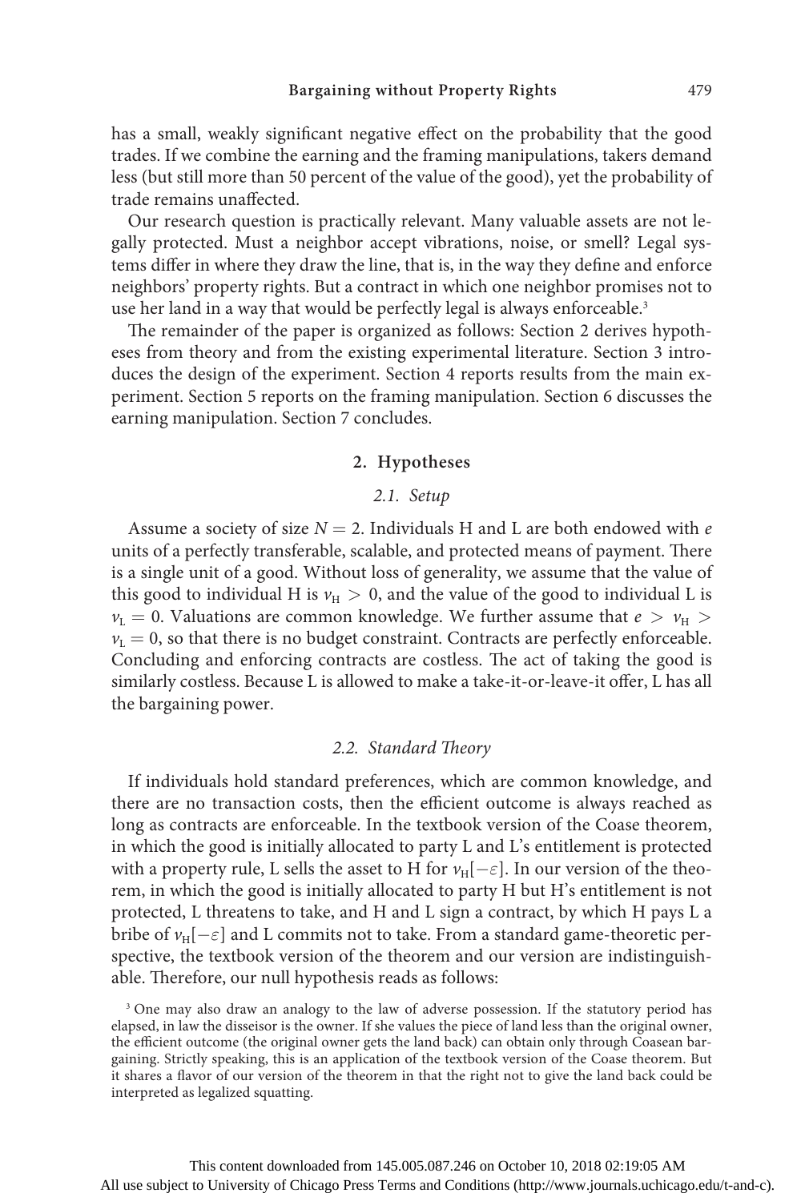has a small, weakly significant negative effect on the probability that the good trades. If we combine the earning and the framing manipulations, takers demand less (but still more than 50 percent of the value of the good), yet the probability of trade remains unaffected.

Our research question is practically relevant. Many valuable assets are not legally protected. Must a neighbor accept vibrations, noise, or smell? Legal systems differ in where they draw the line, that is, in the way they define and enforce neighbors' property rights. But a contract in which one neighbor promises not to use her land in a way that would be perfectly legal is always enforceable.[3]

The remainder of the paper is organized as follows: Section 2 derives hypotheses from theory and from the existing experimental literature. Section 3 introduces the design of the experiment. Section 4 reports results from the main experiment. Section 5 reports on the framing manipulation. Section 6 discusses the earning manipulation. Section 7 concludes.

## 2. Hypotheses

### 2.1. Setup

Assume a society of size $N = 2$. Individuals H and L are both endowed with $e$ units of a perfectly transferable, scalable, and protected means of payment. There is a single unit of a good. Without loss of generality, we assume that the value of this good to individual H is $v_H > 0$, and the value of the good to individual L is $v_L = 0$. Valuations are common knowledge. We further assume that $e > v_H > v_L = 0$, so that there is no budget constraint. Contracts are perfectly enforceable. Concluding and enforcing contracts are costless. The act of taking the good is similarly costless. Because L is allowed to make a take-it-or-leave-it offer, L has all the bargaining power.

### 2.2. Standard Theory

If individuals hold standard preferences, which are common knowledge, and there are no transaction costs, then the efficient outcome is always reached as long as contracts are enforceable. In the textbook version of the Coase theorem, in which the good is initially allocated to party L and L's entitlement is protected with a property rule, L sells the asset to H for $v_H[-\varepsilon]$. In our version of the theorem, in which the good is initially allocated to party H but H's entitlement is not protected, L threatens to take, and H and L sign a contract, by which H pays L a bribe of $v_H[-\varepsilon]$ and L commits not to take. From a standard game-theoretic perspective, the textbook version of the theorem and our version are indistinguishable. Therefore, our null hypothesis reads as follows:

[3] One may also draw an analogy to the law of adverse possession. If the statutory period has elapsed, in law the disseisor is the owner. If she values the piece of land less than the original owner, the efficient outcome (the original owner gets the land back) can obtain only through Coasean bargaining. Strictly speaking, this is an application of the textbook version of the Coase theorem. But it shares a flavor of our version of the theorem in that the right not to give the land back could be interpreted as legalized squatting.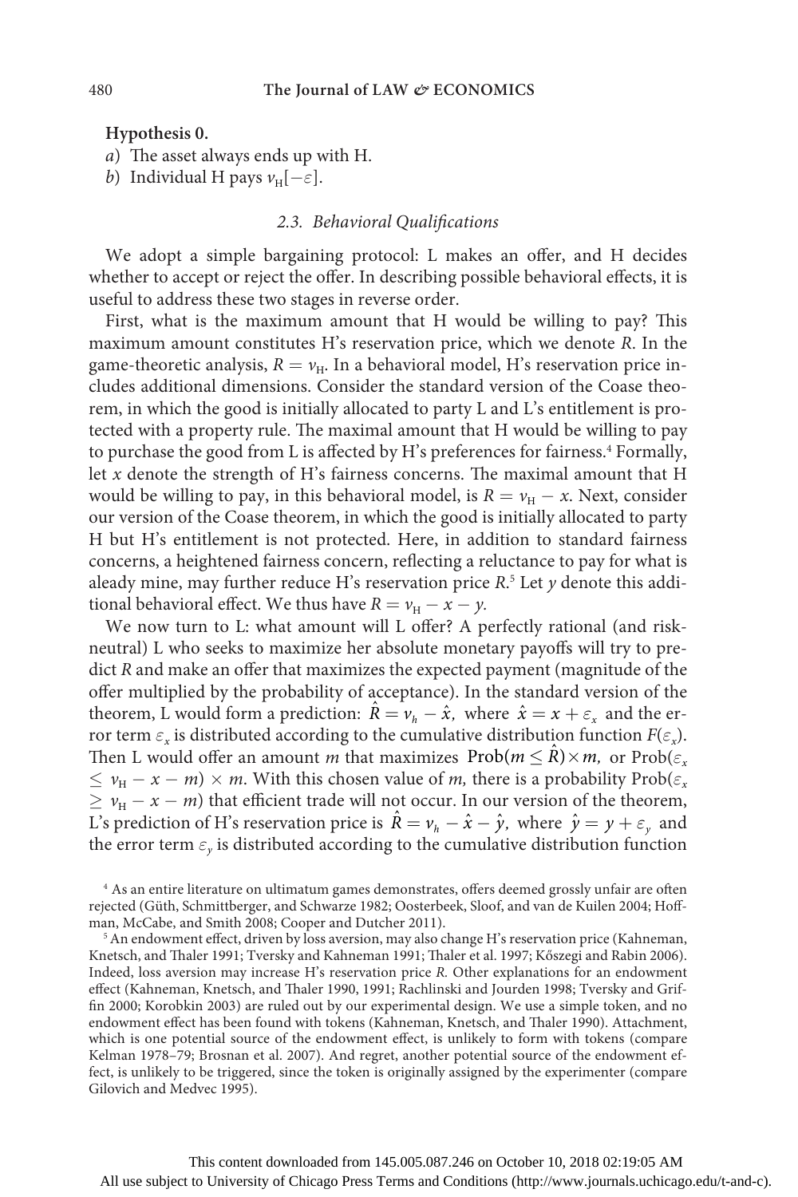**Hypothesis 0.**

*a*) The asset always ends up with H.

*b*) Individual H pays $v_H[-\varepsilon]$.

### 2.3. Behavioral Qualifications

We adopt a simple bargaining protocol: L makes an offer, and H decides whether to accept or reject the offer. In describing possible behavioral effects, it is useful to address these two stages in reverse order.

First, what is the maximum amount that H would be willing to pay? This maximum amount constitutes H's reservation price, which we denote $R$. In the game-theoretic analysis, $R = v_H$. In a behavioral model, H's reservation price includes additional dimensions. Consider the standard version of the Coase theorem, in which the good is initially allocated to party L and L's entitlement is protected with a property rule. The maximal amount that H would be willing to pay to purchase the good from L is affected by H's preferences for fairness.[4] Formally, let $x$ denote the strength of H's fairness concerns. The maximal amount that H would be willing to pay, in this behavioral model, is $R = v_H - x$. Next, consider our version of the Coase theorem, in which the good is initially allocated to party H but H's entitlement is not protected. Here, in addition to standard fairness concerns, a heightened fairness concern, reflecting a reluctance to pay for what is aleady mine, may further reduce H's reservation price $R$.[5] Let $y$ denote this additional behavioral effect. We thus have $R = v_H - x - y$.

We now turn to L: what amount will L offer? A perfectly rational (and risk-neutral) L who seeks to maximize her absolute monetary payoffs will try to predict $R$ and make an offer that maximizes the expected payment (magnitude of the offer multiplied by the probability of acceptance). In the standard version of the theorem, L would form a prediction: $\hat{R} = v_h - \hat{x}$, where $\hat{x} = x + \varepsilon_x$ and the error term $\varepsilon_x$ is distributed according to the cumulative distribution function $F(\varepsilon_x)$. Then L would offer an amount $m$ that maximizes $\text{Prob}(m \leq \hat{R}) \times m$, or $\text{Prob}(\varepsilon_x \leq v_H - x - m) \times m$. With this chosen value of $m$, there is a probability $\text{Prob}(\varepsilon_x \geq v_H - x - m)$ that efficient trade will not occur. In our version of the theorem, L's prediction of H's reservation price is $\hat{R} = v_h - \hat{x} - \hat{y}$, where $\hat{y} = y + \varepsilon_y$ and the error term $\varepsilon_y$ is distributed according to the cumulative distribution function

---

[4] As an entire literature on ultimatum games demonstrates, offers deemed grossly unfair are often rejected (Güth, Schmittberger, and Schwarze 1982; Oosterbeek, Sloof, and van de Kuilen 2004; Hoffman, McCabe, and Smith 2008; Cooper and Dutcher 2011).

[5] An endowment effect, driven by loss aversion, may also change H's reservation price (Kahneman, Knetsch, and Thaler 1991; Tversky and Kahneman 1991; Thaler et al. 1997; Kőszegi and Rabin 2006). Indeed, loss aversion may increase H's reservation price $R$. Other explanations for an endowment effect (Kahneman, Knetsch, and Thaler 1990, 1991; Rachlinski and Jourden 1998; Tversky and Griffin 2000; Korobkin 2003) are ruled out by our experimental design. We use a simple token, and no endowment effect has been found with tokens (Kahneman, Knetsch, and Thaler 1990). Attachment, which is one potential source of the endowment effect, is unlikely to form with tokens (compare Kelman 1978–79; Brosnan et al. 2007). And regret, another potential source of the endowment effect, is unlikely to be triggered, since the token is originally assigned by the experimenter (compare Gilovich and Medvec 1995).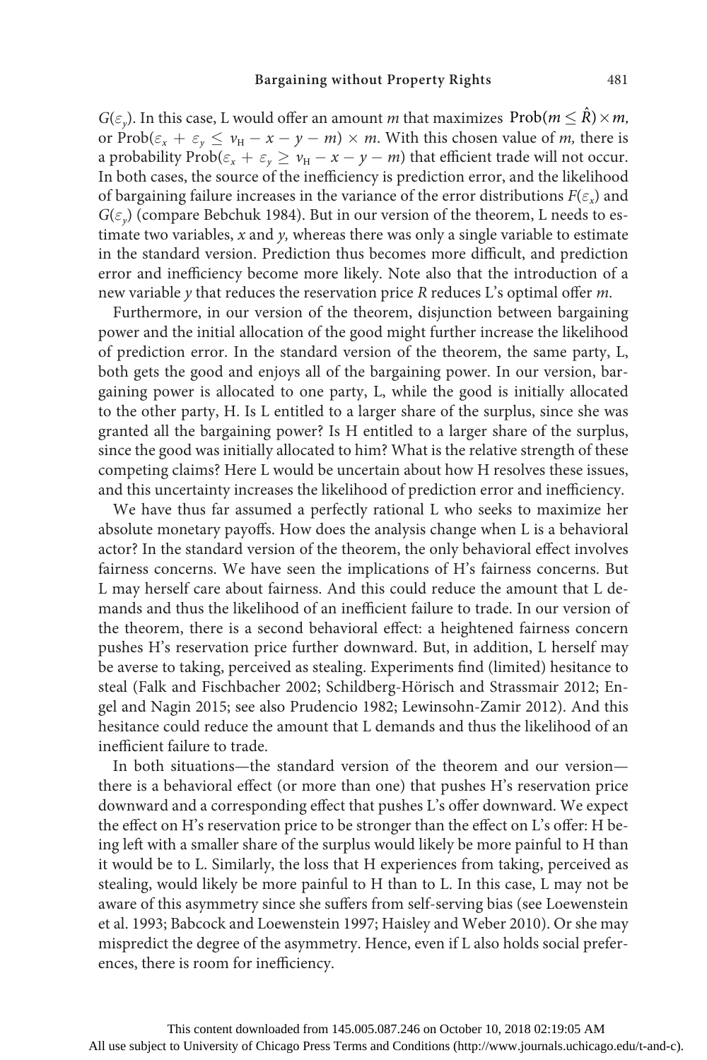$G(\varepsilon_y)$. In this case, L would offer an amount $m$ that maximizes $\text{Prob}(m \leq \hat{R}) \times m$, or $\text{Prob}(\varepsilon_x + \varepsilon_y \leq v_H - x - y - m) \times m$. With this chosen value of $m$, there is a probability $\text{Prob}(\varepsilon_x + \varepsilon_y \geq v_H - x - y - m)$ that efficient trade will not occur. In both cases, the source of the inefficiency is prediction error, and the likelihood of bargaining failure increases in the variance of the error distributions $F(\varepsilon_x)$ and $G(\varepsilon_y)$ (compare Bebchuk 1984). But in our version of the theorem, L needs to estimate two variables, $x$ and $y$, whereas there was only a single variable to estimate in the standard version. Prediction thus becomes more difficult, and prediction error and inefficiency become more likely. Note also that the introduction of a new variable $y$ that reduces the reservation price $R$ reduces L's optimal offer $m$.

Furthermore, in our version of the theorem, disjunction between bargaining power and the initial allocation of the good might further increase the likelihood of prediction error. In the standard version of the theorem, the same party, L, both gets the good and enjoys all of the bargaining power. In our version, bargaining power is allocated to one party, L, while the good is initially allocated to the other party, H. Is L entitled to a larger share of the surplus, since she was granted all the bargaining power? Is H entitled to a larger share of the surplus, since the good was initially allocated to him? What is the relative strength of these competing claims? Here L would be uncertain about how H resolves these issues, and this uncertainty increases the likelihood of prediction error and inefficiency.

We have thus far assumed a perfectly rational L who seeks to maximize her absolute monetary payoffs. How does the analysis change when L is a behavioral actor? In the standard version of the theorem, the only behavioral effect involves fairness concerns. We have seen the implications of H's fairness concerns. But L may herself care about fairness. And this could reduce the amount that L demands and thus the likelihood of an inefficient failure to trade. In our version of the theorem, there is a second behavioral effect: a heightened fairness concern pushes H's reservation price further downward. But, in addition, L herself may be averse to taking, perceived as stealing. Experiments find (limited) hesitance to steal (Falk and Fischbacher 2002; Schildberg-Hörisch and Strassmair 2012; Engel and Nagin 2015; see also Prudencio 1982; Lewinsohn-Zamir 2012). And this hesitance could reduce the amount that L demands and thus the likelihood of an inefficient failure to trade.

In both situations—the standard version of the theorem and our version—there is a behavioral effect (or more than one) that pushes H's reservation price downward and a corresponding effect that pushes L's offer downward. We expect the effect on H's reservation price to be stronger than the effect on L's offer: H being left with a smaller share of the surplus would likely be more painful to H than it would be to L. Similarly, the loss that H experiences from taking, perceived as stealing, would likely be more painful to H than to L. In this case, L may not be aware of this asymmetry since she suffers from self-serving bias (see Loewenstein et al. 1993; Babcock and Loewenstein 1997; Haisley and Weber 2010). Or she may mispredict the degree of the asymmetry. Hence, even if L also holds social preferences, there is room for inefficiency.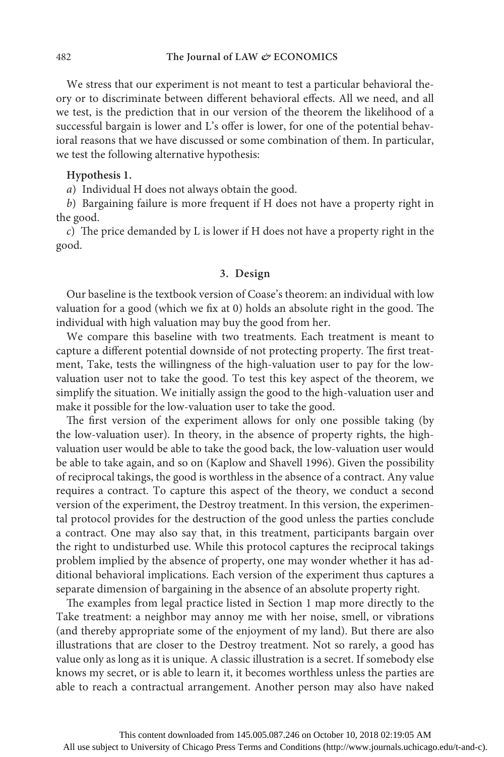We stress that our experiment is not meant to test a particular behavioral theory or to discriminate between different behavioral effects. All we need, and all we test, is the prediction that in our version of the theorem the likelihood of a successful bargain is lower and L's offer is lower, for one of the potential behavioral reasons that we have discussed or some combination of them. In particular, we test the following alternative hypothesis:

**Hypothesis 1.**

*a*) Individual H does not always obtain the good.

*b*) Bargaining failure is more frequent if H does not have a property right in the good.

*c*) The price demanded by L is lower if H does not have a property right in the good.

## 3. Design

Our baseline is the textbook version of Coase's theorem: an individual with low valuation for a good (which we fix at 0) holds an absolute right in the good. The individual with high valuation may buy the good from her.

We compare this baseline with two treatments. Each treatment is meant to capture a different potential downside of not protecting property. The first treatment, Take, tests the willingness of the high-valuation user to pay for the low-valuation user not to take the good. To test this key aspect of the theorem, we simplify the situation. We initially assign the good to the high-valuation user and make it possible for the low-valuation user to take the good.

The first version of the experiment allows for only one possible taking (by the low-valuation user). In theory, in the absence of property rights, the high-valuation user would be able to take the good back, the low-valuation user would be able to take again, and so on (Kaplow and Shavell 1996). Given the possibility of reciprocal takings, the good is worthless in the absence of a contract. Any value requires a contract. To capture this aspect of the theory, we conduct a second version of the experiment, the Destroy treatment. In this version, the experimental protocol provides for the destruction of the good unless the parties conclude a contract. One may also say that, in this treatment, participants bargain over the right to undisturbed use. While this protocol captures the reciprocal takings problem implied by the absence of property, one may wonder whether it has additional behavioral implications. Each version of the experiment thus captures a separate dimension of bargaining in the absence of an absolute property right.

The examples from legal practice listed in Section 1 map more directly to the Take treatment: a neighbor may annoy me with her noise, smell, or vibrations (and thereby appropriate some of the enjoyment of my land). But there are also illustrations that are closer to the Destroy treatment. Not so rarely, a good has value only as long as it is unique. A classic illustration is a secret. If somebody else knows my secret, or is able to learn it, it becomes worthless unless the parties are able to reach a contractual arrangement. Another person may also have naked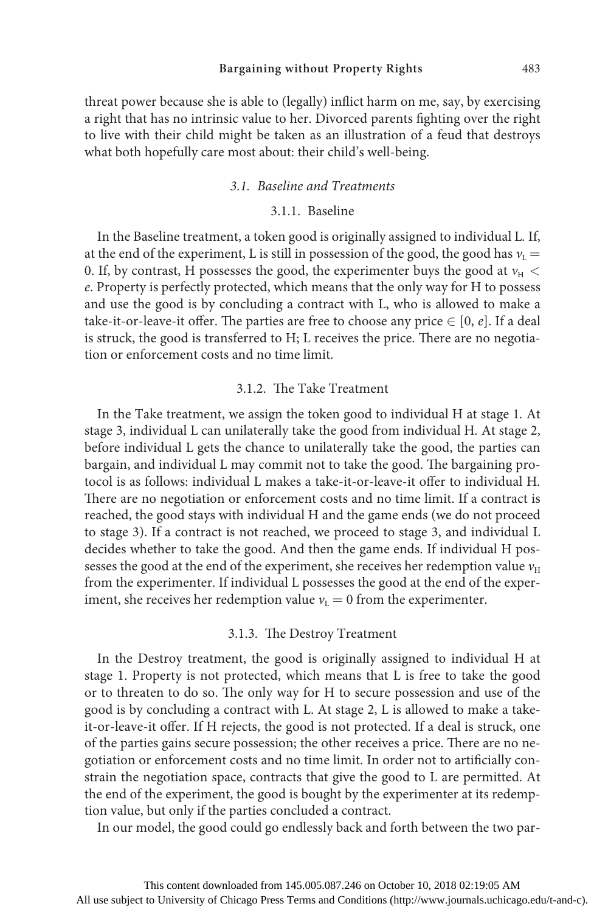threat power because she is able to (legally) inflict harm on me, say, by exercising a right that has no intrinsic value to her. Divorced parents fighting over the right to live with their child might be taken as an illustration of a feud that destroys what both hopefully care most about: their child's well-being.

### *3.1. Baseline and Treatments*

#### 3.1.1. Baseline

In the Baseline treatment, a token good is originally assigned to individual L. If, at the end of the experiment, L is still in possession of the good, the good has $v_L = 0$. If, by contrast, H possesses the good, the experimenter buys the good at $v_H < e$. Property is perfectly protected, which means that the only way for H to possess and use the good is by concluding a contract with L, who is allowed to make a take-it-or-leave-it offer. The parties are free to choose any price $\in [0, e]$. If a deal is struck, the good is transferred to H; L receives the price. There are no negotiation or enforcement costs and no time limit.

#### 3.1.2. The Take Treatment

In the Take treatment, we assign the token good to individual H at stage 1. At stage 3, individual L can unilaterally take the good from individual H. At stage 2, before individual L gets the chance to unilaterally take the good, the parties can bargain, and individual L may commit not to take the good. The bargaining protocol is as follows: individual L makes a take-it-or-leave-it offer to individual H. There are no negotiation or enforcement costs and no time limit. If a contract is reached, the good stays with individual H and the game ends (we do not proceed to stage 3). If a contract is not reached, we proceed to stage 3, and individual L decides whether to take the good. And then the game ends. If individual H possesses the good at the end of the experiment, she receives her redemption value $v_H$ from the experimenter. If individual L possesses the good at the end of the experiment, she receives her redemption value $v_L = 0$ from the experimenter.

#### 3.1.3. The Destroy Treatment

In the Destroy treatment, the good is originally assigned to individual H at stage 1. Property is not protected, which means that L is free to take the good or to threaten to do so. The only way for H to secure possession and use of the good is by concluding a contract with L. At stage 2, L is allowed to make a take-it-or-leave-it offer. If H rejects, the good is not protected. If a deal is struck, one of the parties gains secure possession; the other receives a price. There are no negotiation or enforcement costs and no time limit. In order not to artificially constrain the negotiation space, contracts that give the good to L are permitted. At the end of the experiment, the good is bought by the experimenter at its redemption value, but only if the parties concluded a contract.

In our model, the good could go endlessly back and forth between the two par-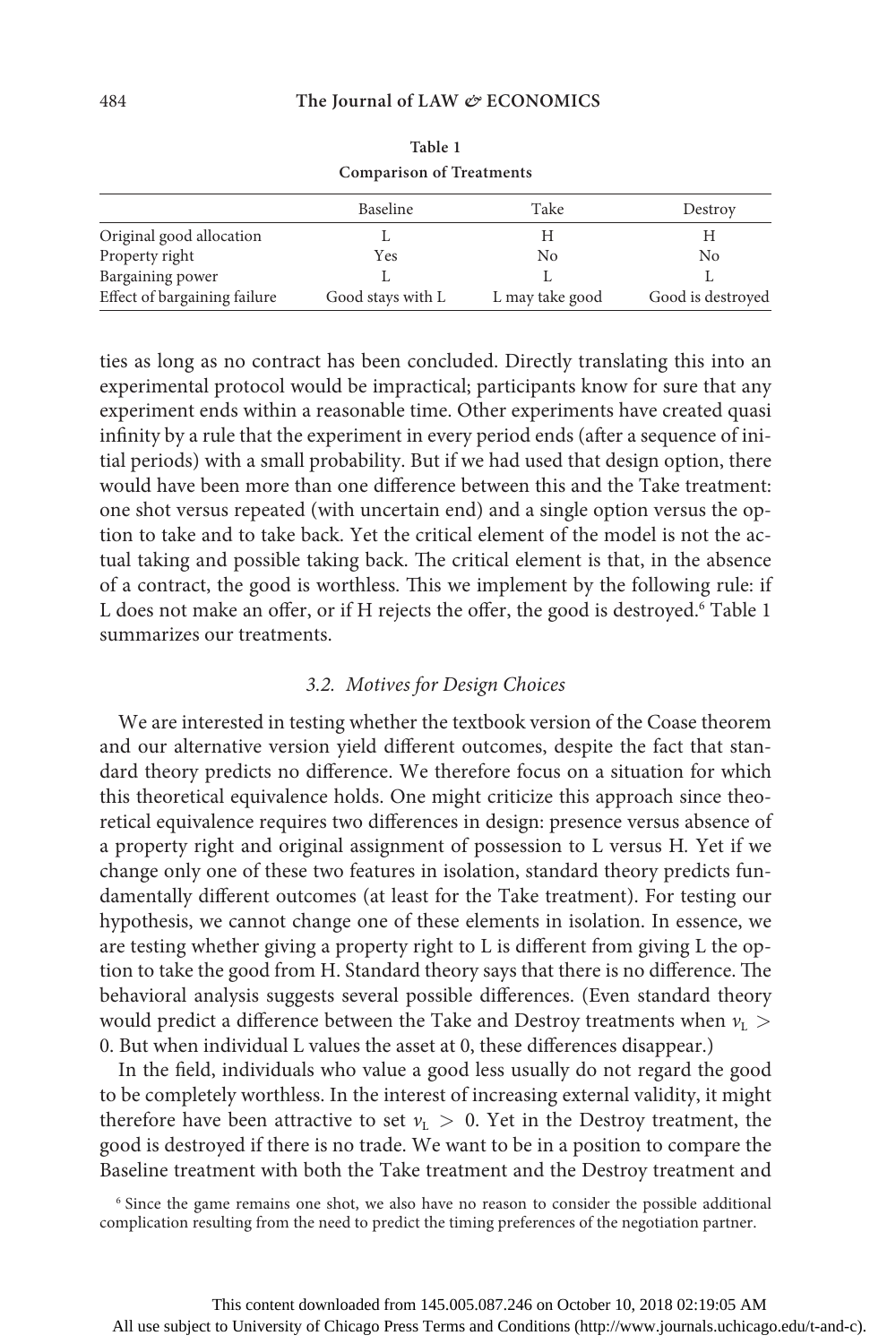Table 1

Comparison of Treatments

| | Baseline | Take | Destroy |
|---|---|---|---|
| Original good allocation | L | H | H |
| Property right | Yes | No | No |
| Bargaining power | L | L | L |
| Effect of bargaining failure | Good stays with L | L may take good | Good is destroyed |

ties as long as no contract has been concluded. Directly translating this into an experimental protocol would be impractical; participants know for sure that any experiment ends within a reasonable time. Other experiments have created quasi infinity by a rule that the experiment in every period ends (after a sequence of initial periods) with a small probability. But if we had used that design option, there would have been more than one difference between this and the Take treatment: one shot versus repeated (with uncertain end) and a single option versus the option to take and to take back. Yet the critical element of the model is not the actual taking and possible taking back. The critical element is that, in the absence of a contract, the good is worthless. This we implement by the following rule: if L does not make an offer, or if H rejects the offer, the good is destroyed.[6] Table 1 summarizes our treatments.

### 3.2. Motives for Design Choices

We are interested in testing whether the textbook version of the Coase theorem and our alternative version yield different outcomes, despite the fact that standard theory predicts no difference. We therefore focus on a situation for which this theoretical equivalence holds. One might criticize this approach since theoretical equivalence requires two differences in design: presence versus absence of a property right and original assignment of possession to L versus H. Yet if we change only one of these two features in isolation, standard theory predicts fundamentally different outcomes (at least for the Take treatment). For testing our hypothesis, we cannot change one of these elements in isolation. In essence, we are testing whether giving a property right to L is different from giving L the option to take the good from H. Standard theory says that there is no difference. The behavioral analysis suggests several possible differences. (Even standard theory would predict a difference between the Take and Destroy treatments when $v_L > 0$. But when individual L values the asset at 0, these differences disappear.)

In the field, individuals who value a good less usually do not regard the good to be completely worthless. In the interest of increasing external validity, it might therefore have been attractive to set $v_L > 0$. Yet in the Destroy treatment, the good is destroyed if there is no trade. We want to be in a position to compare the Baseline treatment with both the Take treatment and the Destroy treatment and

[6] Since the game remains one shot, we also have no reason to consider the possible additional complication resulting from the need to predict the timing preferences of the negotiation partner.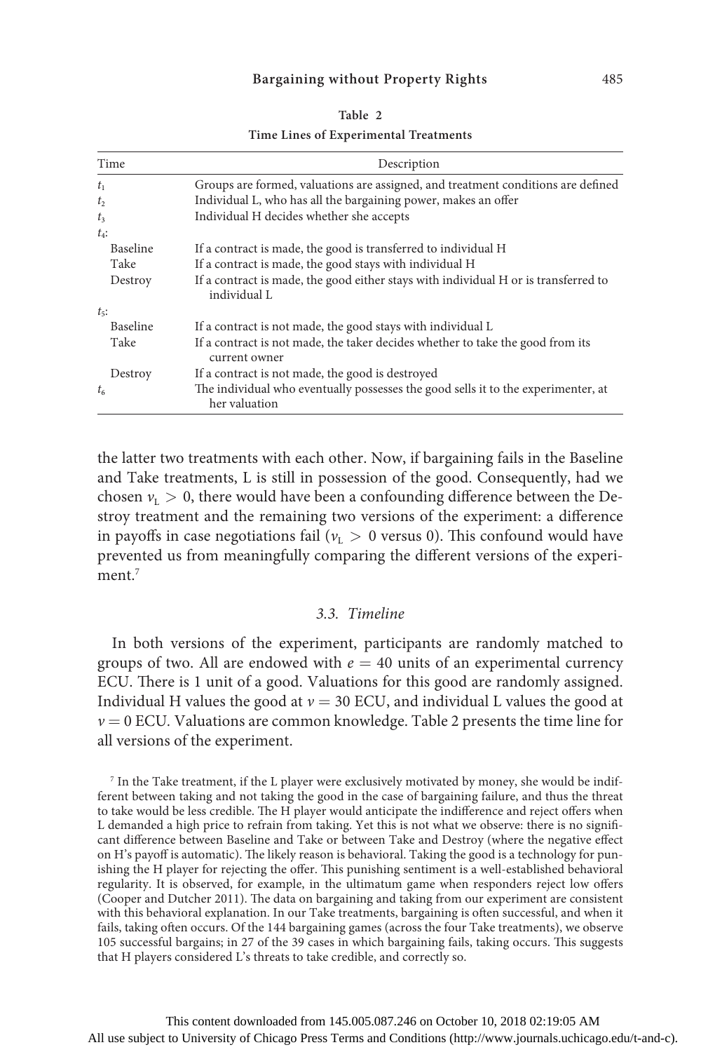**Table 2**

**Time Lines of Experimental Treatments**

| Time | Description |
|---|---|
| $t_1$ | Groups are formed, valuations are assigned, and treatment conditions are defined |
| $t_2$ | Individual L, who has all the bargaining power, makes an offer |
| $t_3$ | Individual H decides whether she accepts |
| $t_4$: | |
| Baseline | If a contract is made, the good is transferred to individual H |
| Take | If a contract is made, the good stays with individual H |
| Destroy | If a contract is made, the good either stays with individual H or is transferred to individual L |
| $t_5$: | |
| Baseline | If a contract is not made, the good stays with individual L |
| Take | If a contract is not made, the taker decides whether to take the good from its current owner |
| Destroy | If a contract is not made, the good is destroyed |
| $t_6$ | The individual who eventually possesses the good sells it to the experimenter, at her valuation |

the latter two treatments with each other. Now, if bargaining fails in the Baseline and Take treatments, L is still in possession of the good. Consequently, had we chosen $v_L > 0$, there would have been a confounding difference between the Destroy treatment and the remaining two versions of the experiment: a difference in payoffs in case negotiations fail ($v_L > 0$ versus 0). This confound would have prevented us from meaningfully comparing the different versions of the experiment.[7]

### 3.3. Timeline

In both versions of the experiment, participants are randomly matched to groups of two. All are endowed with $e = 40$ units of an experimental currency ECU. There is 1 unit of a good. Valuations for this good are randomly assigned. Individual H values the good at $v = 30$ ECU, and individual L values the good at $v = 0$ ECU. Valuations are common knowledge. Table 2 presents the time line for all versions of the experiment.

[7] In the Take treatment, if the L player were exclusively motivated by money, she would be indifferent between taking and not taking the good in the case of bargaining failure, and thus the threat to take would be less credible. The H player would anticipate the indifference and reject offers when L demanded a high price to refrain from taking. Yet this is not what we observe: there is no significant difference between Baseline and Take or between Take and Destroy (where the negative effect on H's payoff is automatic). The likely reason is behavioral. Taking the good is a technology for punishing the H player for rejecting the offer. This punishing sentiment is a well-established behavioral regularity. It is observed, for example, in the ultimatum game when responders reject low offers (Cooper and Dutcher 2011). The data on bargaining and taking from our experiment are consistent with this behavioral explanation. In our Take treatments, bargaining is often successful, and when it fails, taking often occurs. Of the 144 bargaining games (across the four Take treatments), we observe 105 successful bargains; in 27 of the 39 cases in which bargaining fails, taking occurs. This suggests that H players considered L's threats to take credible, and correctly so.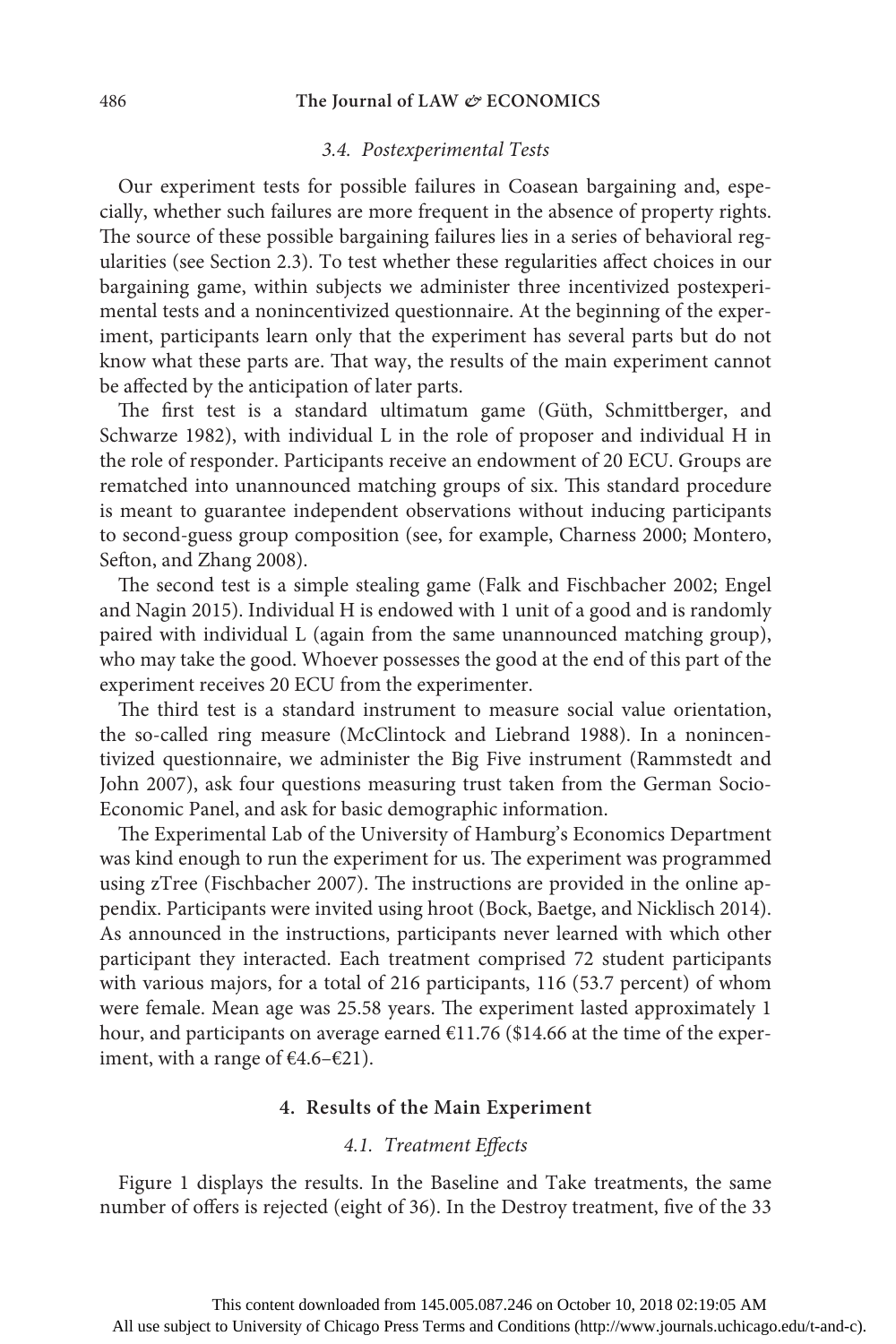### 3.4. Postexperimental Tests

Our experiment tests for possible failures in Coasean bargaining and, especially, whether such failures are more frequent in the absence of property rights. The source of these possible bargaining failures lies in a series of behavioral regularities (see Section 2.3). To test whether these regularities affect choices in our bargaining game, within subjects we administer three incentivized postexperimental tests and a nonincentivized questionnaire. At the beginning of the experiment, participants learn only that the experiment has several parts but do not know what these parts are. That way, the results of the main experiment cannot be affected by the anticipation of later parts.

The first test is a standard ultimatum game (Güth, Schmittberger, and Schwarze 1982), with individual L in the role of proposer and individual H in the role of responder. Participants receive an endowment of 20 ECU. Groups are rematched into unannounced matching groups of six. This standard procedure is meant to guarantee independent observations without inducing participants to second-guess group composition (see, for example, Charness 2000; Montero, Sefton, and Zhang 2008).

The second test is a simple stealing game (Falk and Fischbacher 2002; Engel and Nagin 2015). Individual H is endowed with 1 unit of a good and is randomly paired with individual L (again from the same unannounced matching group), who may take the good. Whoever possesses the good at the end of this part of the experiment receives 20 ECU from the experimenter.

The third test is a standard instrument to measure social value orientation, the so-called ring measure (McClintock and Liebrand 1988). In a nonincentivized questionnaire, we administer the Big Five instrument (Rammstedt and John 2007), ask four questions measuring trust taken from the German Socio-Economic Panel, and ask for basic demographic information.

The Experimental Lab of the University of Hamburg's Economics Department was kind enough to run the experiment for us. The experiment was programmed using zTree (Fischbacher 2007). The instructions are provided in the online appendix. Participants were invited using hroot (Bock, Baetge, and Nicklisch 2014). As announced in the instructions, participants never learned with which other participant they interacted. Each treatment comprised 72 student participants with various majors, for a total of 216 participants, 116 (53.7 percent) of whom were female. Mean age was 25.58 years. The experiment lasted approximately 1 hour, and participants on average earned €11.76 ($14.66 at the time of the experiment, with a range of €4.6–€21).

## 4. Results of the Main Experiment

### 4.1. Treatment Effects

Figure 1 displays the results. In the Baseline and Take treatments, the same number of offers is rejected (eight of 36). In the Destroy treatment, five of the 33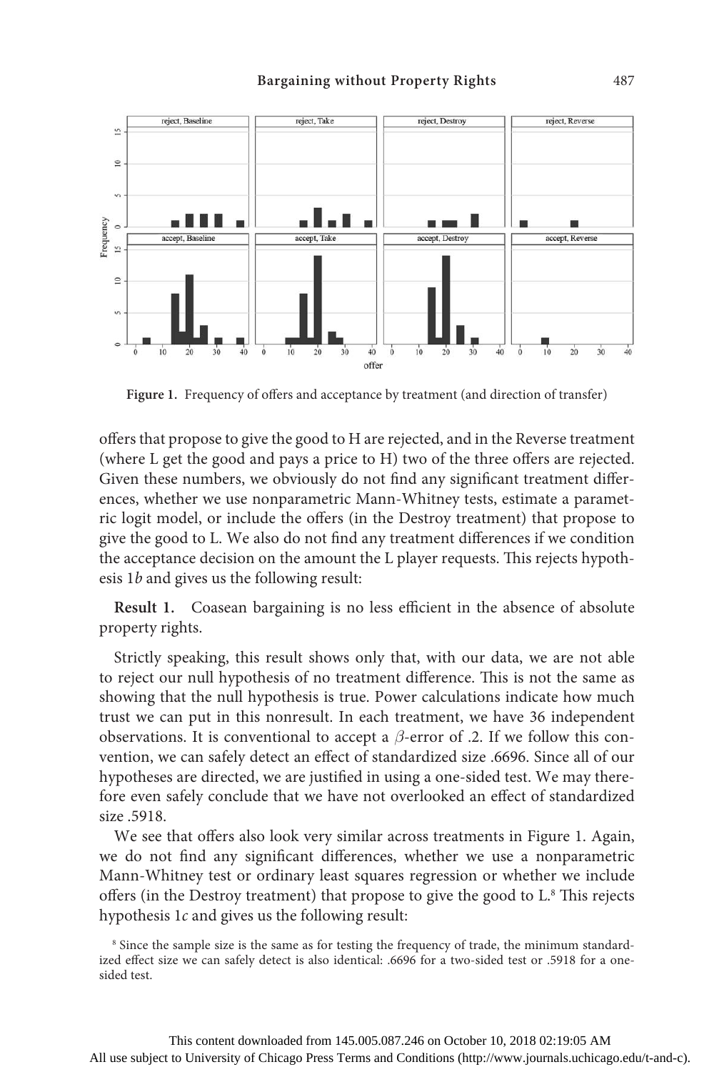Figure 1. Frequency of offers and acceptance by treatment (and direction of transfer)

offers that propose to give the good to H are rejected, and in the Reverse treatment (where L get the good and pays a price to H) two of the three offers are rejected. Given these numbers, we obviously do not find any significant treatment differences, whether we use nonparametric Mann-Whitney tests, estimate a parametric logit model, or include the offers (in the Destroy treatment) that propose to give the good to L. We also do not find any treatment differences if we condition the acceptance decision on the amount the L player requests. This rejects hypothesis 1*b* and gives us the following result:

**Result 1.** Coasean bargaining is no less efficient in the absence of absolute property rights.

Strictly speaking, this result shows only that, with our data, we are not able to reject our null hypothesis of no treatment difference. This is not the same as showing that the null hypothesis is true. Power calculations indicate how much trust we can put in this nonresult. In each treatment, we have 36 independent observations. It is conventional to accept a $\beta$-error of .2. If we follow this convention, we can safely detect an effect of standardized size .6696. Since all of our hypotheses are directed, we are justified in using a one-sided test. We may therefore even safely conclude that we have not overlooked an effect of standardized size .5918.

We see that offers also look very similar across treatments in Figure 1. Again, we do not find any significant differences, whether we use a nonparametric Mann-Whitney test or ordinary least squares regression or whether we include offers (in the Destroy treatment) that propose to give the good to L.[8] This rejects hypothesis 1*c* and gives us the following result:

[8] Since the sample size is the same as for testing the frequency of trade, the minimum standardized effect size we can safely detect is also identical: .6696 for a two-sided test or .5918 for a one-sided test.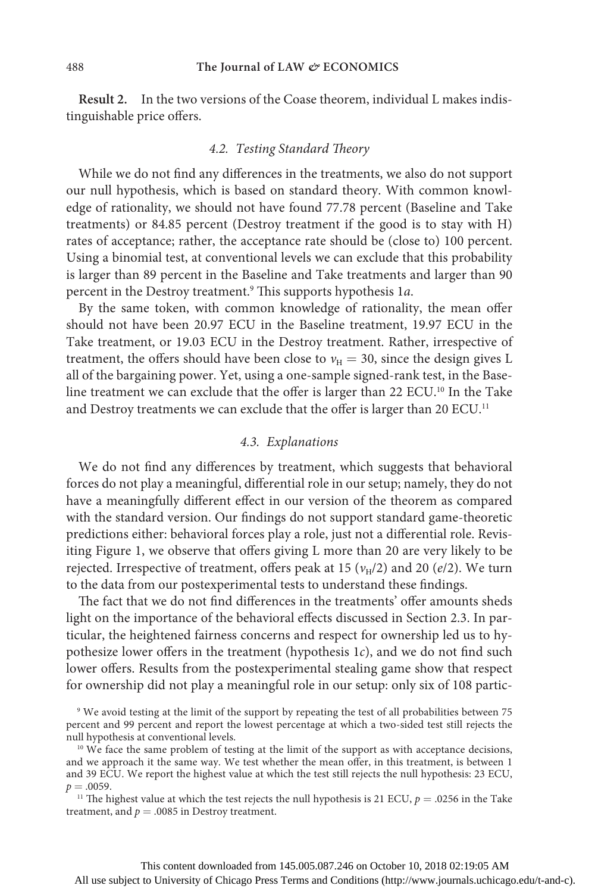**Result 2.** In the two versions of the Coase theorem, individual L makes indistinguishable price offers.

### 4.2. Testing Standard Theory

While we do not find any differences in the treatments, we also do not support our null hypothesis, which is based on standard theory. With common knowledge of rationality, we should not have found 77.78 percent (Baseline and Take treatments) or 84.85 percent (Destroy treatment if the good is to stay with H) rates of acceptance; rather, the acceptance rate should be (close to) 100 percent. Using a binomial test, at conventional levels we can exclude that this probability is larger than 89 percent in the Baseline and Take treatments and larger than 90 percent in the Destroy treatment.[9] This supports hypothesis 1*a*.

By the same token, with common knowledge of rationality, the mean offer should not have been 20.97 ECU in the Baseline treatment, 19.97 ECU in the Take treatment, or 19.03 ECU in the Destroy treatment. Rather, irrespective of treatment, the offers should have been close to $v_H = 30$, since the design gives L all of the bargaining power. Yet, using a one-sample signed-rank test, in the Baseline treatment we can exclude that the offer is larger than 22 ECU.[10] In the Take and Destroy treatments we can exclude that the offer is larger than 20 ECU.[11]

### 4.3. Explanations

We do not find any differences by treatment, which suggests that behavioral forces do not play a meaningful, differential role in our setup; namely, they do not have a meaningfully different effect in our version of the theorem as compared with the standard version. Our findings do not support standard game-theoretic predictions either: behavioral forces play a role, just not a differential role. Revisiting Figure 1, we observe that offers giving L more than 20 are very likely to be rejected. Irrespective of treatment, offers peak at 15 ($v_H/2$) and 20 ($e/2$). We turn to the data from our postexperimental tests to understand these findings.

The fact that we do not find differences in the treatments' offer amounts sheds light on the importance of the behavioral effects discussed in Section 2.3. In particular, the heightened fairness concerns and respect for ownership led us to hypothesize lower offers in the treatment (hypothesis 1*c*), and we do not find such lower offers. Results from the postexperimental stealing game show that respect for ownership did not play a meaningful role in our setup: only six of 108 partic-

[9] We avoid testing at the limit of the support by repeating the test of all probabilities between 75 percent and 99 percent and report the lowest percentage at which a two-sided test still rejects the null hypothesis at conventional levels.

[10] We face the same problem of testing at the limit of the support as with acceptance decisions, and we approach it the same way. We test whether the mean offer, in this treatment, is between 1 and 39 ECU. We report the highest value at which the test still rejects the null hypothesis: 23 ECU, $p = .0059$.

[11] The highest value at which the test rejects the null hypothesis is 21 ECU, $p = .0256$ in the Take treatment, and $p = .0085$ in Destroy treatment.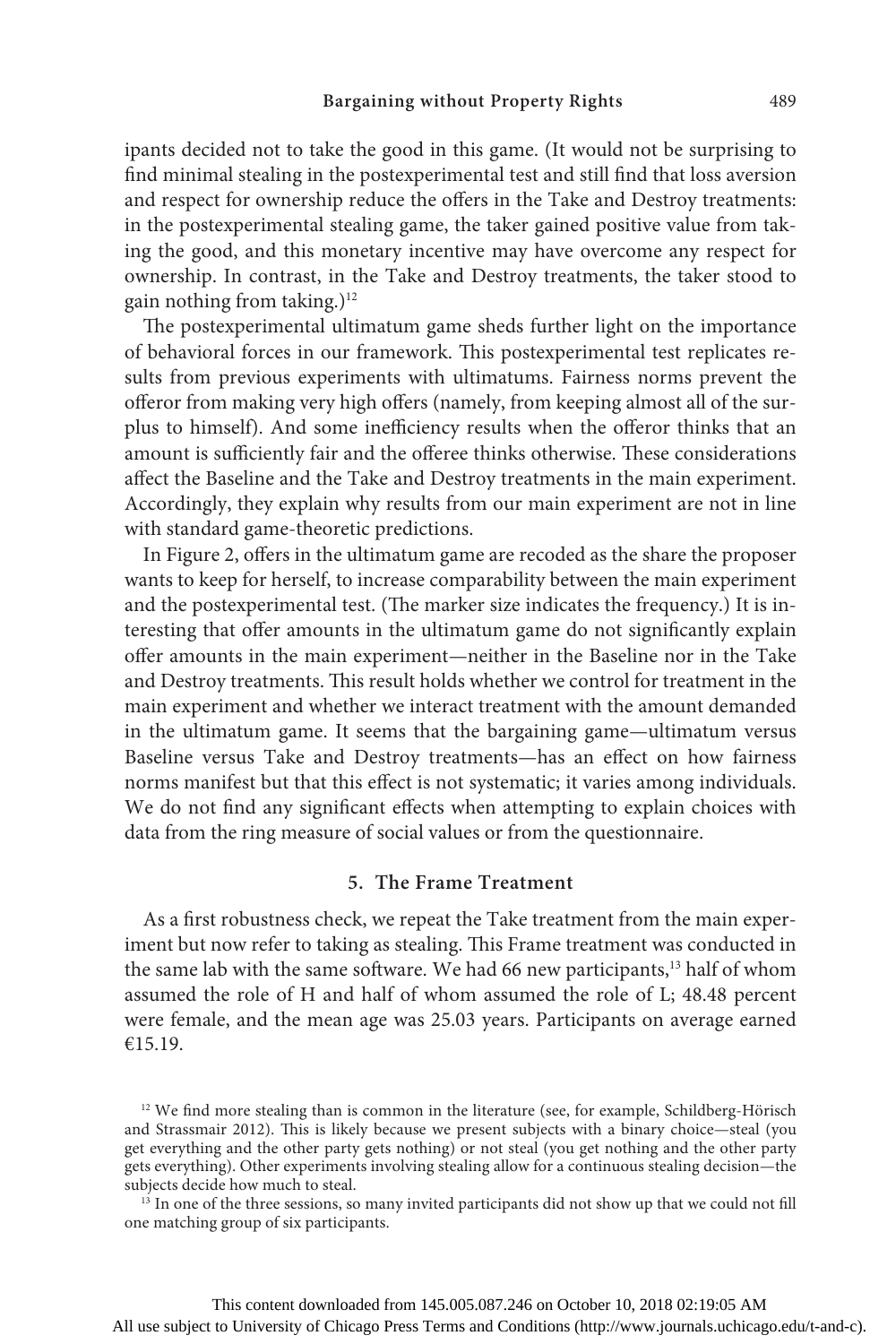ipants decided not to take the good in this game. (It would not be surprising to find minimal stealing in the postexperimental test and still find that loss aversion and respect for ownership reduce the offers in the Take and Destroy treatments: in the postexperimental stealing game, the taker gained positive value from taking the good, and this monetary incentive may have overcome any respect for ownership. In contrast, in the Take and Destroy treatments, the taker stood to gain nothing from taking.)[12]

The postexperimental ultimatum game sheds further light on the importance of behavioral forces in our framework. This postexperimental test replicates results from previous experiments with ultimatums. Fairness norms prevent the offeror from making very high offers (namely, from keeping almost all of the surplus to himself). And some inefficiency results when the offeror thinks that an amount is sufficiently fair and the offeree thinks otherwise. These considerations affect the Baseline and the Take and Destroy treatments in the main experiment. Accordingly, they explain why results from our main experiment are not in line with standard game-theoretic predictions.

In Figure 2, offers in the ultimatum game are recoded as the share the proposer wants to keep for herself, to increase comparability between the main experiment and the postexperimental test. (The marker size indicates the frequency.) It is interesting that offer amounts in the ultimatum game do not significantly explain offer amounts in the main experiment—neither in the Baseline nor in the Take and Destroy treatments. This result holds whether we control for treatment in the main experiment and whether we interact treatment with the amount demanded in the ultimatum game. It seems that the bargaining game—ultimatum versus Baseline versus Take and Destroy treatments—has an effect on how fairness norms manifest but that this effect is not systematic; it varies among individuals. We do not find any significant effects when attempting to explain choices with data from the ring measure of social values or from the questionnaire.

## 5. The Frame Treatment

As a first robustness check, we repeat the Take treatment from the main experiment but now refer to taking as stealing. This Frame treatment was conducted in the same lab with the same software. We had 66 new participants,[13] half of whom assumed the role of H and half of whom assumed the role of L; 48.48 percent were female, and the mean age was 25.03 years. Participants on average earned €15.19.

[12] We find more stealing than is common in the literature (see, for example, Schildberg-Hörisch and Strassmair 2012). This is likely because we present subjects with a binary choice—steal (you get everything and the other party gets nothing) or not steal (you get nothing and the other party gets everything). Other experiments involving stealing allow for a continuous stealing decision—the subjects decide how much to steal.

[13] In one of the three sessions, so many invited participants did not show up that we could not fill one matching group of six participants.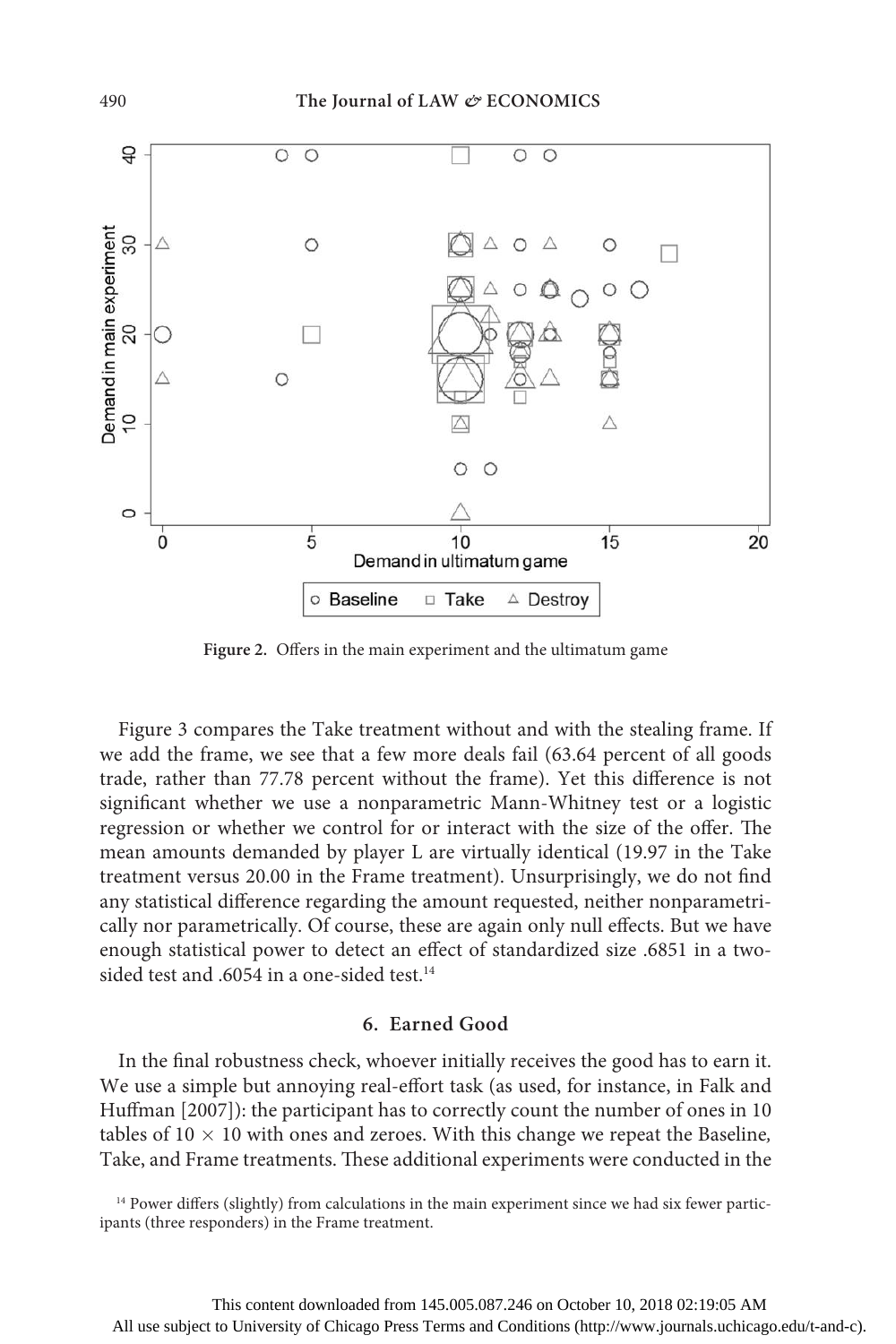**Figure 2.** Offers in the main experiment and the ultimatum game

Figure 3 compares the Take treatment without and with the stealing frame. If we add the frame, we see that a few more deals fail (63.64 percent of all goods trade, rather than 77.78 percent without the frame). Yet this difference is not significant whether we use a nonparametric Mann-Whitney test or a logistic regression or whether we control for or interact with the size of the offer. The mean amounts demanded by player L are virtually identical (19.97 in the Take treatment versus 20.00 in the Frame treatment). Unsurprisingly, we do not find any statistical difference regarding the amount requested, neither nonparametrically nor parametrically. Of course, these are again only null effects. But we have enough statistical power to detect an effect of standardized size .6851 in a two-sided test and .6054 in a one-sided test.[14]

## 6. Earned Good

In the final robustness check, whoever initially receives the good has to earn it. We use a simple but annoying real-effort task (as used, for instance, in Falk and Huffman [2007]): the participant has to correctly count the number of ones in 10 tables of $10 \times 10$ with ones and zeroes. With this change we repeat the Baseline, Take, and Frame treatments. These additional experiments were conducted in the

[14] Power differs (slightly) from calculations in the main experiment since we had six fewer participants (three responders) in the Frame treatment.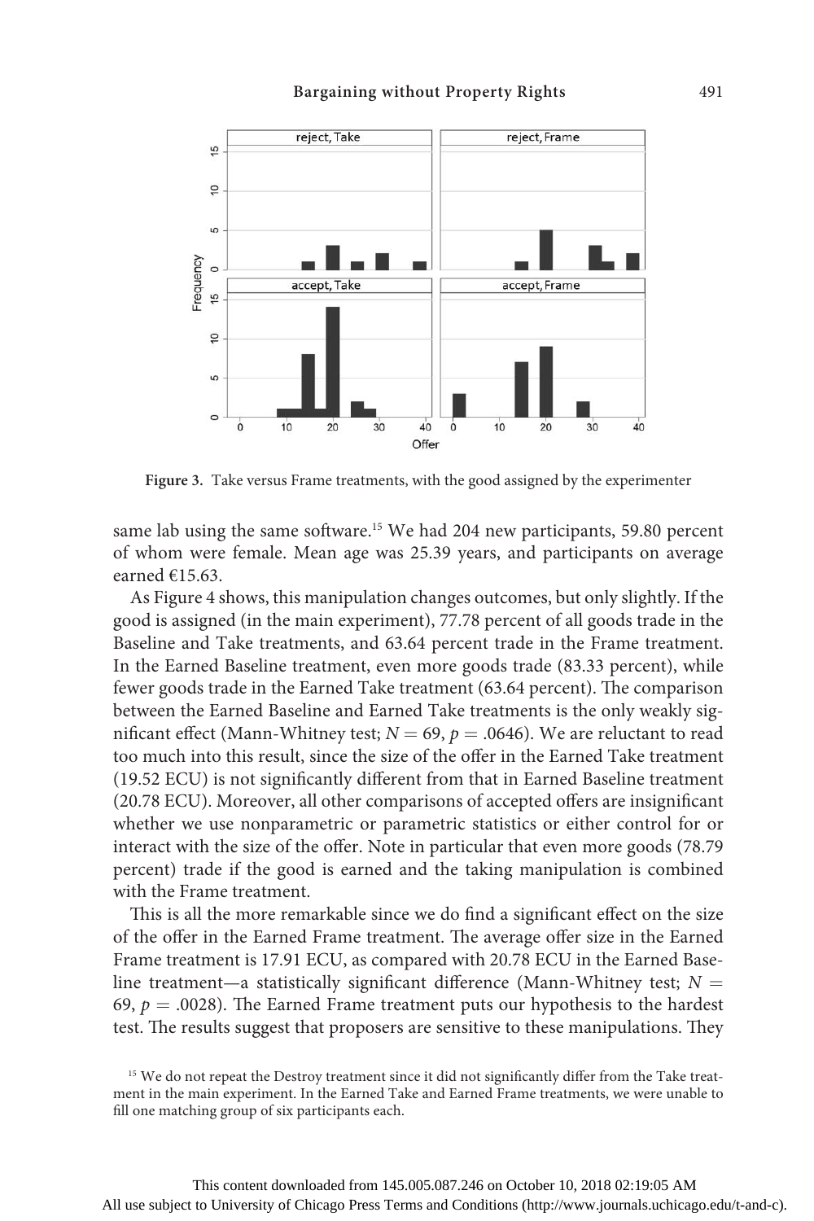Figure 3. Take versus Frame treatments, with the good assigned by the experimenter

same lab using the same software.[15] We had 204 new participants, 59.80 percent of whom were female. Mean age was 25.39 years, and participants on average earned €15.63.

As Figure 4 shows, this manipulation changes outcomes, but only slightly. If the good is assigned (in the main experiment), 77.78 percent of all goods trade in the Baseline and Take treatments, and 63.64 percent trade in the Frame treatment. In the Earned Baseline treatment, even more goods trade (83.33 percent), while fewer goods trade in the Earned Take treatment (63.64 percent). The comparison between the Earned Baseline and Earned Take treatments is the only weakly significant effect (Mann-Whitney test; $N = 69$, $p = .0646$). We are reluctant to read too much into this result, since the size of the offer in the Earned Take treatment (19.52 ECU) is not significantly different from that in Earned Baseline treatment (20.78 ECU). Moreover, all other comparisons of accepted offers are insignificant whether we use nonparametric or parametric statistics or either control for or interact with the size of the offer. Note in particular that even more goods (78.79 percent) trade if the good is earned and the taking manipulation is combined with the Frame treatment.

This is all the more remarkable since we do find a significant effect on the size of the offer in the Earned Frame treatment. The average offer size in the Earned Frame treatment is 17.91 ECU, as compared with 20.78 ECU in the Earned Baseline treatment—a statistically significant difference (Mann-Whitney test; $N = 69$, $p = .0028$). The Earned Frame treatment puts our hypothesis to the hardest test. The results suggest that proposers are sensitive to these manipulations. They

[15] We do not repeat the Destroy treatment since it did not significantly differ from the Take treatment in the main experiment. In the Earned Take and Earned Frame treatments, we were unable to fill one matching group of six participants each.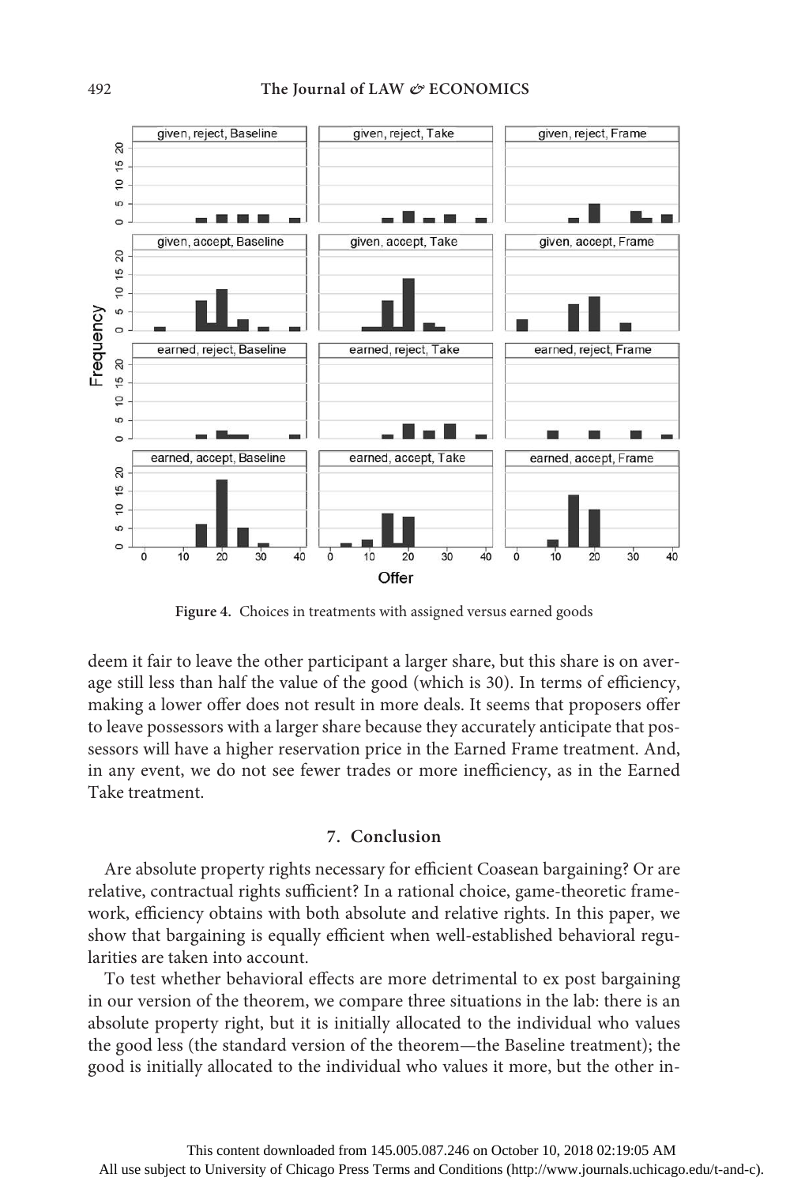**Figure 4.** Choices in treatments with assigned versus earned goods

deem it fair to leave the other participant a larger share, but this share is on average still less than half the value of the good (which is 30). In terms of efficiency, making a lower offer does not result in more deals. It seems that proposers offer to leave possessors with a larger share because they accurately anticipate that possessors will have a higher reservation price in the Earned Frame treatment. And, in any event, we do not see fewer trades or more inefficiency, as in the Earned Take treatment.

## 7. Conclusion

Are absolute property rights necessary for efficient Coasean bargaining? Or are relative, contractual rights sufficient? In a rational choice, game-theoretic framework, efficiency obtains with both absolute and relative rights. In this paper, we show that bargaining is equally efficient when well-established behavioral regularities are taken into account.

To test whether behavioral effects are more detrimental to ex post bargaining in our version of the theorem, we compare three situations in the lab: there is an absolute property right, but it is initially allocated to the individual who values the good less (the standard version of the theorem—the Baseline treatment); the good is initially allocated to the individual who values it more, but the other in-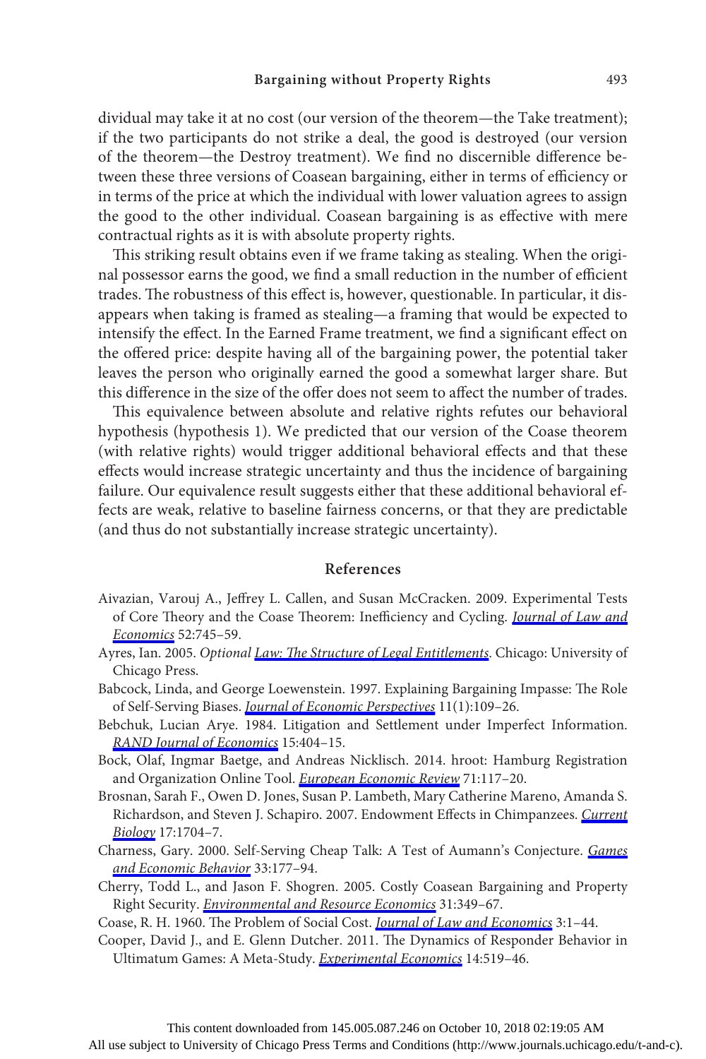dividual may take it at no cost (our version of the theorem—the Take treatment); if the two participants do not strike a deal, the good is destroyed (our version of the theorem—the Destroy treatment). We find no discernible difference between these three versions of Coasean bargaining, either in terms of efficiency or in terms of the price at which the individual with lower valuation agrees to assign the good to the other individual. Coasean bargaining is as effective with mere contractual rights as it is with absolute property rights.

This striking result obtains even if we frame taking as stealing. When the original possessor earns the good, we find a small reduction in the number of efficient trades. The robustness of this effect is, however, questionable. In particular, it disappears when taking is framed as stealing—a framing that would be expected to intensify the effect. In the Earned Frame treatment, we find a significant effect on the offered price: despite having all of the bargaining power, the potential taker leaves the person who originally earned the good a somewhat larger share. But this difference in the size of the offer does not seem to affect the number of trades.

This equivalence between absolute and relative rights refutes our behavioral hypothesis (hypothesis 1). We predicted that our version of the Coase theorem (with relative rights) would trigger additional behavioral effects and that these effects would increase strategic uncertainty and thus the incidence of bargaining failure. Our equivalence result suggests either that these additional behavioral effects are weak, relative to baseline fairness concerns, or that they are predictable (and thus do not substantially increase strategic uncertainty).

## References

Aivazian, Varouj A., Jeffrey L. Callen, and Susan McCracken. 2009. Experimental Tests of Core Theory and the Coase Theorem: Inefficiency and Cycling. *Journal of Law and Economics* 52:745–59.

Ayres, Ian. 2005. *Optional Law: The Structure of Legal Entitlements*. Chicago: University of Chicago Press.

Babcock, Linda, and George Loewenstein. 1997. Explaining Bargaining Impasse: The Role of Self-Serving Biases. *Journal of Economic Perspectives* 11(1):109–26.

Bebchuk, Lucian Arye. 1984. Litigation and Settlement under Imperfect Information. *RAND Journal of Economics* 15:404–15.

Bock, Olaf, Ingmar Baetge, and Andreas Nicklisch. 2014. hroot: Hamburg Registration and Organization Online Tool. *European Economic Review* 71:117–20.

Brosnan, Sarah F., Owen D. Jones, Susan P. Lambeth, Mary Catherine Mareno, Amanda S. Richardson, and Steven J. Schapiro. 2007. Endowment Effects in Chimpanzees. *Current Biology* 17:1704–7.

Charness, Gary. 2000. Self-Serving Cheap Talk: A Test of Aumann's Conjecture. *Games and Economic Behavior* 33:177–94.

Cherry, Todd L., and Jason F. Shogren. 2005. Costly Coasean Bargaining and Property Right Security. *Environmental and Resource Economics* 31:349–67.

Coase, R. H. 1960. The Problem of Social Cost. *Journal of Law and Economics* 3:1–44.

Cooper, David J., and E. Glenn Dutcher. 2011. The Dynamics of Responder Behavior in Ultimatum Games: A Meta-Study. *Experimental Economics* 14:519–46.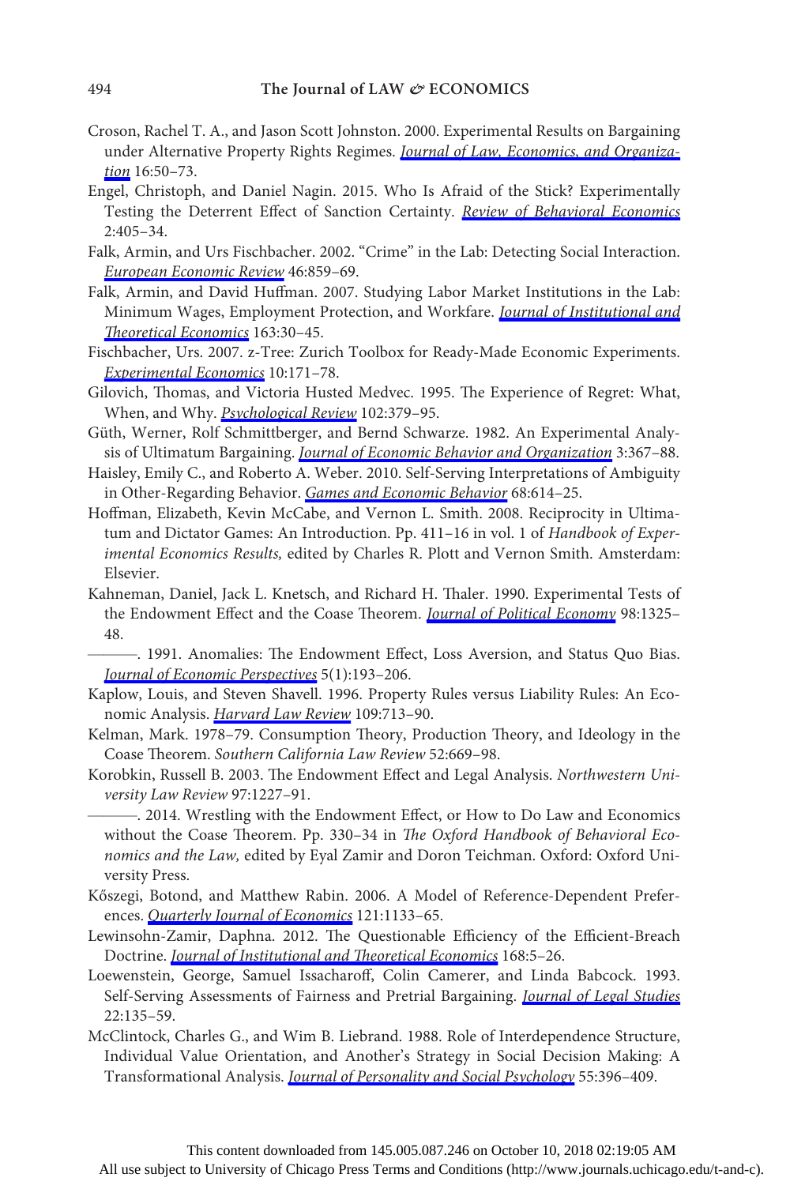Croson, Rachel T. A., and Jason Scott Johnston. 2000. Experimental Results on Bargaining under Alternative Property Rights Regimes. *Journal of Law, Economics, and Organization* 16:50–73.

Engel, Christoph, and Daniel Nagin. 2015. Who Is Afraid of the Stick? Experimentally Testing the Deterrent Effect of Sanction Certainty. *Review of Behavioral Economics* 2:405–34.

Falk, Armin, and Urs Fischbacher. 2002. "Crime" in the Lab: Detecting Social Interaction. *European Economic Review* 46:859–69.

Falk, Armin, and David Huffman. 2007. Studying Labor Market Institutions in the Lab: Minimum Wages, Employment Protection, and Workfare. *Journal of Institutional and Theoretical Economics* 163:30–45.

Fischbacher, Urs. 2007. z-Tree: Zurich Toolbox for Ready-Made Economic Experiments. *Experimental Economics* 10:171–78.

Gilovich, Thomas, and Victoria Husted Medvec. 1995. The Experience of Regret: What, When, and Why. *Psychological Review* 102:379–95.

Güth, Werner, Rolf Schmittberger, and Bernd Schwarze. 1982. An Experimental Analysis of Ultimatum Bargaining. *Journal of Economic Behavior and Organization* 3:367–88.

Haisley, Emily C., and Roberto A. Weber. 2010. Self-Serving Interpretations of Ambiguity in Other-Regarding Behavior. *Games and Economic Behavior* 68:614–25.

Hoffman, Elizabeth, Kevin McCabe, and Vernon L. Smith. 2008. Reciprocity in Ultimatum and Dictator Games: An Introduction. Pp. 411–16 in vol. 1 of *Handbook of Experimental Economics Results,* edited by Charles R. Plott and Vernon Smith. Amsterdam: Elsevier.

Kahneman, Daniel, Jack L. Knetsch, and Richard H. Thaler. 1990. Experimental Tests of the Endowment Effect and the Coase Theorem. *Journal of Political Economy* 98:1325–48.

———. 1991. Anomalies: The Endowment Effect, Loss Aversion, and Status Quo Bias. *Journal of Economic Perspectives* 5(1):193–206.

Kaplow, Louis, and Steven Shavell. 1996. Property Rules versus Liability Rules: An Economic Analysis. *Harvard Law Review* 109:713–90.

Kelman, Mark. 1978–79. Consumption Theory, Production Theory, and Ideology in the Coase Theorem. *Southern California Law Review* 52:669–98.

Korobkin, Russell B. 2003. The Endowment Effect and Legal Analysis. *Northwestern University Law Review* 97:1227–91.

———. 2014. Wrestling with the Endowment Effect, or How to Do Law and Economics without the Coase Theorem. Pp. 330–34 in *The Oxford Handbook of Behavioral Economics and the Law,* edited by Eyal Zamir and Doron Teichman. Oxford: Oxford University Press.

Kőszegi, Botond, and Matthew Rabin. 2006. A Model of Reference-Dependent Preferences. *Quarterly Journal of Economics* 121:1133–65.

Lewinsohn-Zamir, Daphna. 2012. The Questionable Efficiency of the Efficient-Breach Doctrine. *Journal of Institutional and Theoretical Economics* 168:5–26.

Loewenstein, George, Samuel Issacharoff, Colin Camerer, and Linda Babcock. 1993. Self-Serving Assessments of Fairness and Pretrial Bargaining. *Journal of Legal Studies* 22:135–59.

McClintock, Charles G., and Wim B. Liebrand. 1988. Role of Interdependence Structure, Individual Value Orientation, and Another's Strategy in Social Decision Making: A Transformational Analysis. *Journal of Personality and Social Psychology* 55:396–409.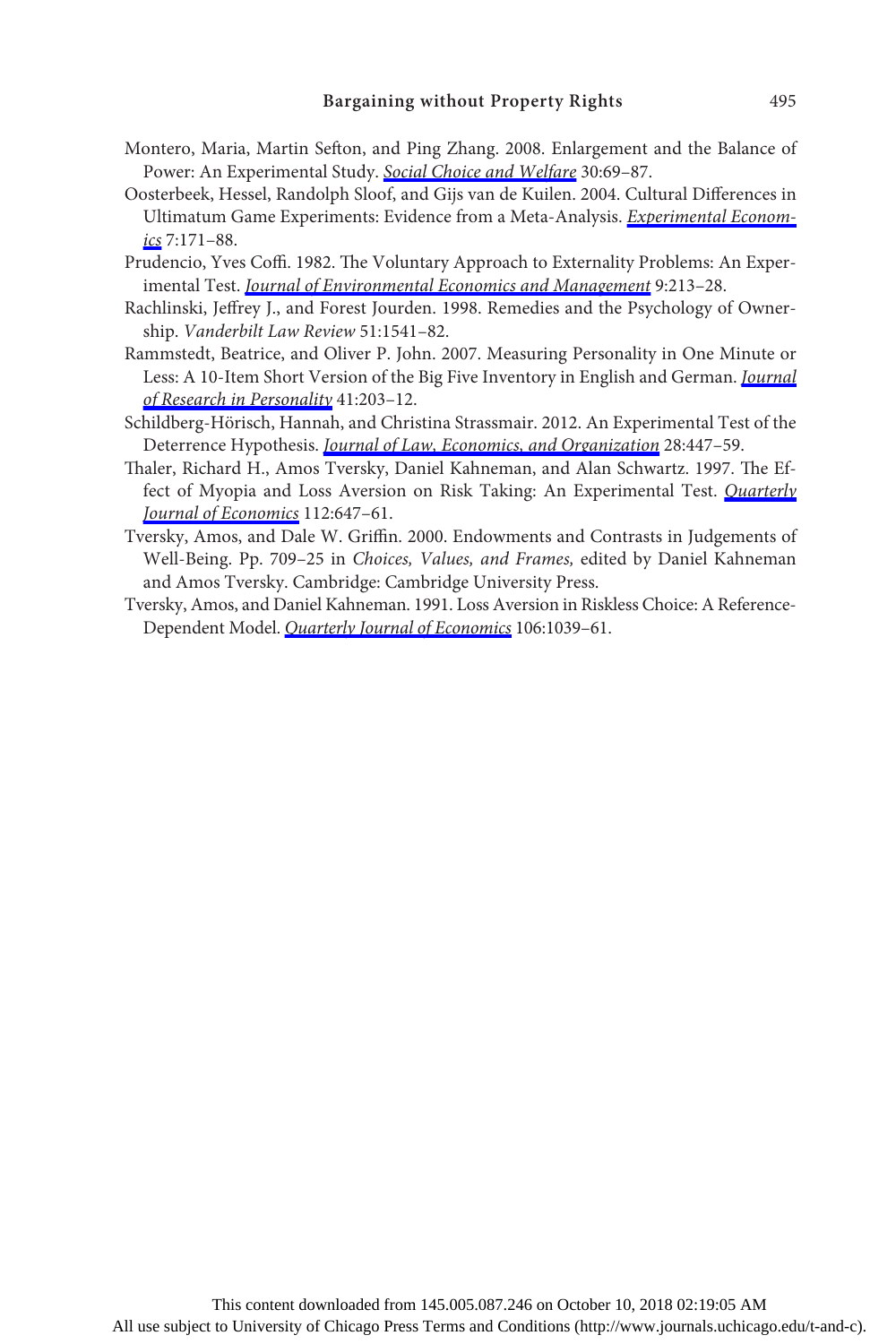Montero, Maria, Martin Sefton, and Ping Zhang. 2008. Enlargement and the Balance of Power: An Experimental Study. *Social Choice and Welfare* 30:69–87.

Oosterbeek, Hessel, Randolph Sloof, and Gijs van de Kuilen. 2004. Cultural Differences in Ultimatum Game Experiments: Evidence from a Meta-Analysis. *Experimental Economics* 7:171–88.

Prudencio, Yves Coffi. 1982. The Voluntary Approach to Externality Problems: An Experimental Test. *Journal of Environmental Economics and Management* 9:213–28.

Rachlinski, Jeffrey J., and Forest Jourden. 1998. Remedies and the Psychology of Ownership. *Vanderbilt Law Review* 51:1541–82.

Rammstedt, Beatrice, and Oliver P. John. 2007. Measuring Personality in One Minute or Less: A 10-Item Short Version of the Big Five Inventory in English and German. *Journal of Research in Personality* 41:203–12.

Schildberg-Hörisch, Hannah, and Christina Strassmair. 2012. An Experimental Test of the Deterrence Hypothesis. *Journal of Law, Economics, and Organization* 28:447–59.

Thaler, Richard H., Amos Tversky, Daniel Kahneman, and Alan Schwartz. 1997. The Effect of Myopia and Loss Aversion on Risk Taking: An Experimental Test. *Quarterly Journal of Economics* 112:647–61.

Tversky, Amos, and Dale W. Griffin. 2000. Endowments and Contrasts in Judgements of Well-Being. Pp. 709–25 in *Choices, Values, and Frames,* edited by Daniel Kahneman and Amos Tversky. Cambridge: Cambridge University Press.

Tversky, Amos, and Daniel Kahneman. 1991. Loss Aversion in Riskless Choice: A Reference-Dependent Model. *Quarterly Journal of Economics* 106:1039–61.